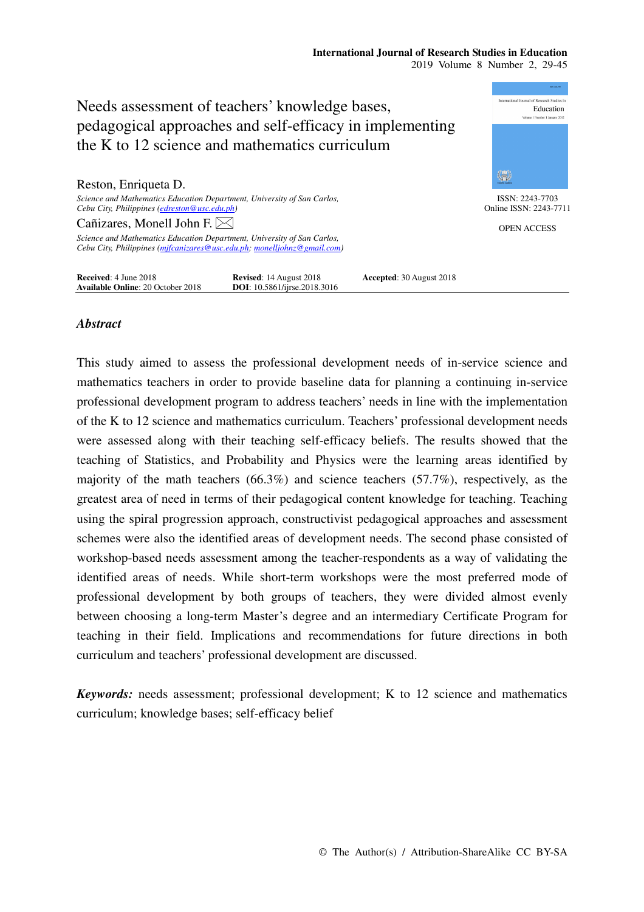# Needs assessment of teachers' knowledge bases, pedagogical approaches and self-efficacy in implementing the K to 12 science and mathematics curriculum

Reston, Enriqueta D.

*Science and Mathematics Education Department, University of San Carlos, Cebu City, Philippines (edreston@usc.edu.ph)*

Cañizares, Monell John F.

*Science and Mathematics Education Department, University of San Carlos, Cebu City, Philippines (mjfcanizares@usc.edu.ph; monelljohnz@gmail.com)*

ISSN: 2243-7703
Online ISSN: 2243-7711

OPEN ACCESS

**Received**: 4 June 2018 **Revised**: 14 August 2018 **Accepted**: 30 August 2018
**Available Online**: 20 October 2018 **DOI**: 10.5861/ijrse.2018.3016

## *Abstract*

This study aimed to assess the professional development needs of in-service science and mathematics teachers in order to provide baseline data for planning a continuing in-service professional development program to address teachers' needs in line with the implementation of the K to 12 science and mathematics curriculum. Teachers' professional development needs were assessed along with their teaching self-efficacy beliefs. The results showed that the teaching of Statistics, and Probability and Physics were the learning areas identified by majority of the math teachers (66.3%) and science teachers (57.7%), respectively, as the greatest area of need in terms of their pedagogical content knowledge for teaching. Teaching using the spiral progression approach, constructivist pedagogical approaches and assessment schemes were also the identified areas of development needs. The second phase consisted of workshop-based needs assessment among the teacher-respondents as a way of validating the identified areas of needs. While short-term workshops were the most preferred mode of professional development by both groups of teachers, they were divided almost evenly between choosing a long-term Master's degree and an intermediary Certificate Program for teaching in their field. Implications and recommendations for future directions in both curriculum and teachers' professional development are discussed.

***Keywords:*** needs assessment; professional development; K to 12 science and mathematics curriculum; knowledge bases; self-efficacy belief

© The Author(s) / Attribution-ShareAlike CC BY-SA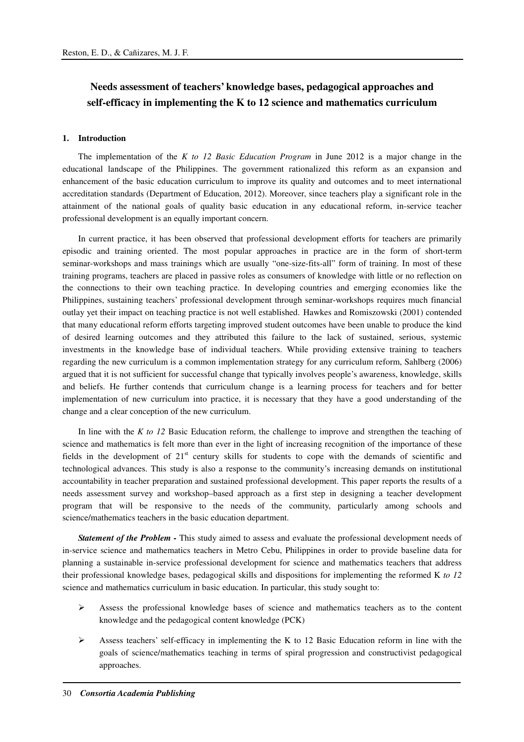# Needs assessment of teachers' knowledge bases, pedagogical approaches and self-efficacy in implementing the K to 12 science and mathematics curriculum

## 1. Introduction

The implementation of the *K to 12 Basic Education Program* in June 2012 is a major change in the educational landscape of the Philippines. The government rationalized this reform as an expansion and enhancement of the basic education curriculum to improve its quality and outcomes and to meet international accreditation standards (Department of Education, 2012). Moreover, since teachers play a significant role in the attainment of the national goals of quality basic education in any educational reform, in-service teacher professional development is an equally important concern.

In current practice, it has been observed that professional development efforts for teachers are primarily episodic and training oriented. The most popular approaches in practice are in the form of short-term seminar-workshops and mass trainings which are usually "one-size-fits-all" form of training. In most of these training programs, teachers are placed in passive roles as consumers of knowledge with little or no reflection on the connections to their own teaching practice. In developing countries and emerging economies like the Philippines, sustaining teachers' professional development through seminar-workshops requires much financial outlay yet their impact on teaching practice is not well established. Hawkes and Romiszowski (2001) contended that many educational reform efforts targeting improved student outcomes have been unable to produce the kind of desired learning outcomes and they attributed this failure to the lack of sustained, serious, systemic investments in the knowledge base of individual teachers. While providing extensive training to teachers regarding the new curriculum is a common implementation strategy for any curriculum reform, Sahlberg (2006) argued that it is not sufficient for successful change that typically involves people's awareness, knowledge, skills and beliefs. He further contends that curriculum change is a learning process for teachers and for better implementation of new curriculum into practice, it is necessary that they have a good understanding of the change and a clear conception of the new curriculum.

In line with the *K to 12* Basic Education reform, the challenge to improve and strengthen the teaching of science and mathematics is felt more than ever in the light of increasing recognition of the importance of these fields in the development of 21st century skills for students to cope with the demands of scientific and technological advances. This study is also a response to the community's increasing demands on institutional accountability in teacher preparation and sustained professional development. This paper reports the results of a needs assessment survey and workshop–based approach as a first step in designing a teacher development program that will be responsive to the needs of the community, particularly among schools and science/mathematics teachers in the basic education department.

***Statement of the Problem -*** This study aimed to assess and evaluate the professional development needs of in-service science and mathematics teachers in Metro Cebu, Philippines in order to provide baseline data for planning a sustainable in-service professional development for science and mathematics teachers that address their professional knowledge bases, pedagogical skills and dispositions for implementing the reformed K *to 12* science and mathematics curriculum in basic education. In particular, this study sought to:

- Assess the professional knowledge bases of science and mathematics teachers as to the content knowledge and the pedagogical content knowledge (PCK)
- Assess teachers' self-efficacy in implementing the K to 12 Basic Education reform in line with the goals of science/mathematics teaching in terms of spiral progression and constructivist pedagogical approaches.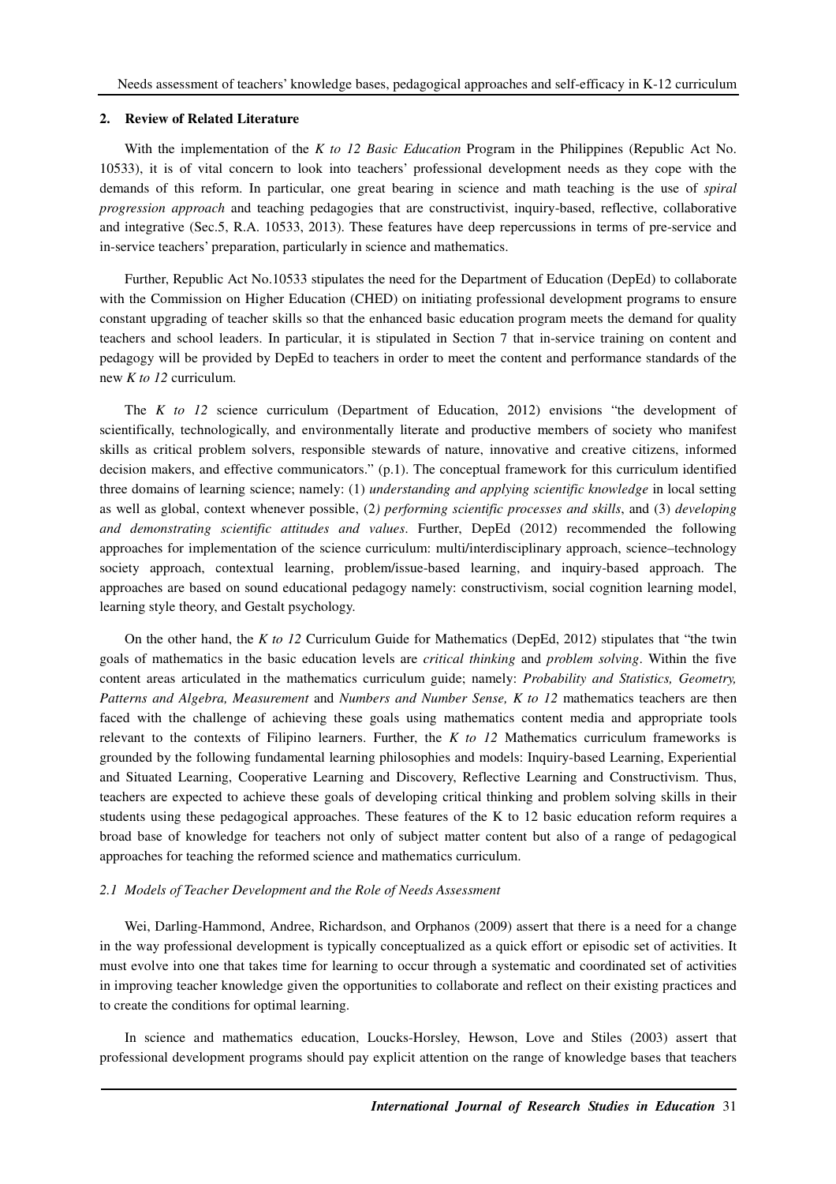## 2. Review of Related Literature

With the implementation of the *K to 12 Basic Education* Program in the Philippines (Republic Act No. 10533), it is of vital concern to look into teachers' professional development needs as they cope with the demands of this reform. In particular, one great bearing in science and math teaching is the use of *spiral progression approach* and teaching pedagogies that are constructivist, inquiry-based, reflective, collaborative and integrative (Sec.5, R.A. 10533, 2013). These features have deep repercussions in terms of pre-service and in-service teachers' preparation, particularly in science and mathematics.

Further, Republic Act No.10533 stipulates the need for the Department of Education (DepEd) to collaborate with the Commission on Higher Education (CHED) on initiating professional development programs to ensure constant upgrading of teacher skills so that the enhanced basic education program meets the demand for quality teachers and school leaders. In particular, it is stipulated in Section 7 that in-service training on content and pedagogy will be provided by DepEd to teachers in order to meet the content and performance standards of the new *K to 12* curriculum.

The *K to 12* science curriculum (Department of Education, 2012) envisions "the development of scientifically, technologically, and environmentally literate and productive members of society who manifest skills as critical problem solvers, responsible stewards of nature, innovative and creative citizens, informed decision makers, and effective communicators." (p.1). The conceptual framework for this curriculum identified three domains of learning science; namely: (1) *understanding and applying scientific knowledge* in local setting as well as global, context whenever possible, (2*) performing scientific processes and skills*, and (3) *developing and demonstrating scientific attitudes and values*. Further, DepEd (2012) recommended the following approaches for implementation of the science curriculum: multi/interdisciplinary approach, science–technology society approach, contextual learning, problem/issue-based learning, and inquiry-based approach. The approaches are based on sound educational pedagogy namely: constructivism, social cognition learning model, learning style theory, and Gestalt psychology.

On the other hand, the *K to 12* Curriculum Guide for Mathematics (DepEd, 2012) stipulates that "the twin goals of mathematics in the basic education levels are *critical thinking* and *problem solving*. Within the five content areas articulated in the mathematics curriculum guide; namely: *Probability and Statistics, Geometry, Patterns and Algebra, Measurement* and *Numbers and Number Sense, K to 12* mathematics teachers are then faced with the challenge of achieving these goals using mathematics content media and appropriate tools relevant to the contexts of Filipino learners. Further, the *K to 12* Mathematics curriculum frameworks is grounded by the following fundamental learning philosophies and models: Inquiry-based Learning, Experiential and Situated Learning, Cooperative Learning and Discovery, Reflective Learning and Constructivism. Thus, teachers are expected to achieve these goals of developing critical thinking and problem solving skills in their students using these pedagogical approaches. These features of the K to 12 basic education reform requires a broad base of knowledge for teachers not only of subject matter content but also of a range of pedagogical approaches for teaching the reformed science and mathematics curriculum.

### *2.1 Models of Teacher Development and the Role of Needs Assessment*

Wei, Darling-Hammond, Andree, Richardson, and Orphanos (2009) assert that there is a need for a change in the way professional development is typically conceptualized as a quick effort or episodic set of activities. It must evolve into one that takes time for learning to occur through a systematic and coordinated set of activities in improving teacher knowledge given the opportunities to collaborate and reflect on their existing practices and to create the conditions for optimal learning.

In science and mathematics education, Loucks-Horsley, Hewson, Love and Stiles (2003) assert that professional development programs should pay explicit attention on the range of knowledge bases that teachers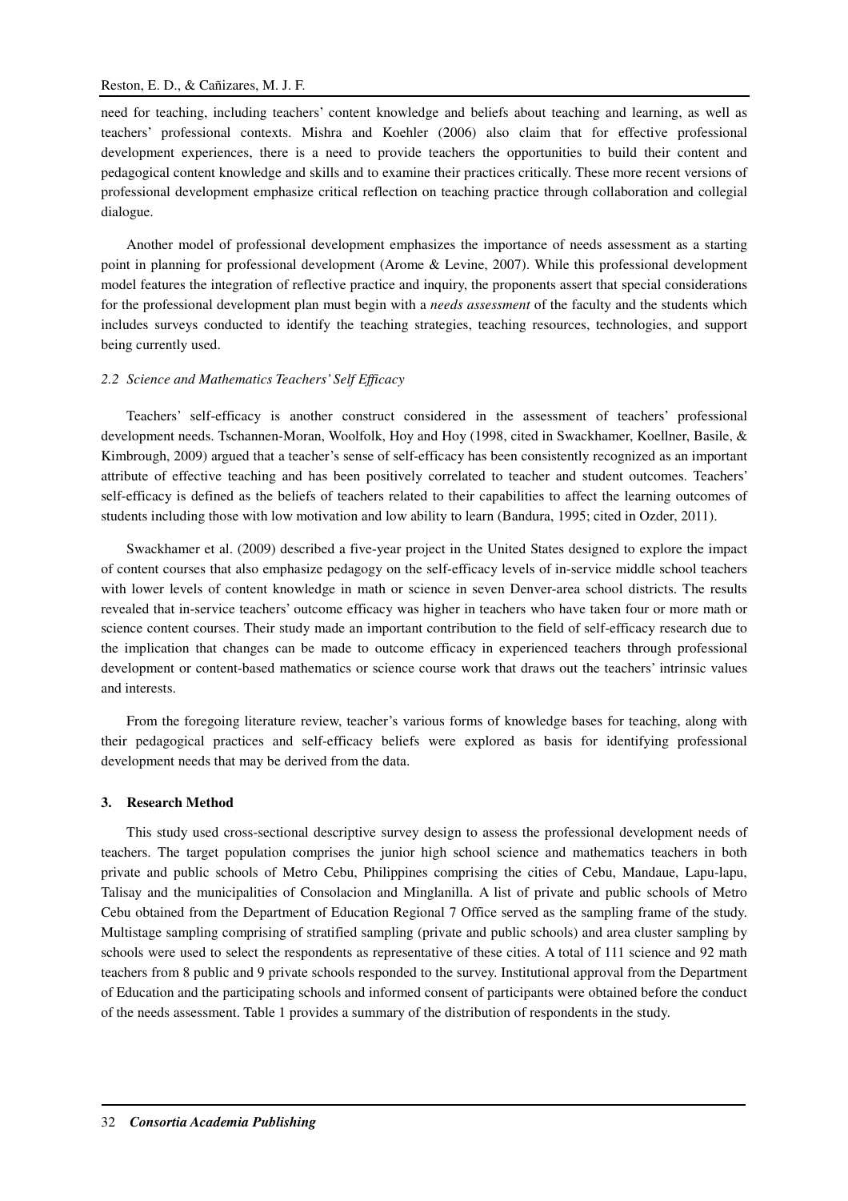need for teaching, including teachers' content knowledge and beliefs about teaching and learning, as well as teachers' professional contexts. Mishra and Koehler (2006) also claim that for effective professional development experiences, there is a need to provide teachers the opportunities to build their content and pedagogical content knowledge and skills and to examine their practices critically. These more recent versions of professional development emphasize critical reflection on teaching practice through collaboration and collegial dialogue.

Another model of professional development emphasizes the importance of needs assessment as a starting point in planning for professional development (Arome & Levine, 2007). While this professional development model features the integration of reflective practice and inquiry, the proponents assert that special considerations for the professional development plan must begin with a *needs assessment* of the faculty and the students which includes surveys conducted to identify the teaching strategies, teaching resources, technologies, and support being currently used.

### *2.2 Science and Mathematics Teachers' Self Efficacy*

Teachers' self-efficacy is another construct considered in the assessment of teachers' professional development needs. Tschannen-Moran, Woolfolk, Hoy and Hoy (1998, cited in Swackhamer, Koellner, Basile, & Kimbrough, 2009) argued that a teacher's sense of self-efficacy has been consistently recognized as an important attribute of effective teaching and has been positively correlated to teacher and student outcomes. Teachers' self-efficacy is defined as the beliefs of teachers related to their capabilities to affect the learning outcomes of students including those with low motivation and low ability to learn (Bandura, 1995; cited in Ozder, 2011).

Swackhamer et al. (2009) described a five-year project in the United States designed to explore the impact of content courses that also emphasize pedagogy on the self-efficacy levels of in-service middle school teachers with lower levels of content knowledge in math or science in seven Denver-area school districts. The results revealed that in-service teachers' outcome efficacy was higher in teachers who have taken four or more math or science content courses. Their study made an important contribution to the field of self-efficacy research due to the implication that changes can be made to outcome efficacy in experienced teachers through professional development or content-based mathematics or science course work that draws out the teachers' intrinsic values and interests.

From the foregoing literature review, teacher's various forms of knowledge bases for teaching, along with their pedagogical practices and self-efficacy beliefs were explored as basis for identifying professional development needs that may be derived from the data.

## 3. Research Method

This study used cross-sectional descriptive survey design to assess the professional development needs of teachers. The target population comprises the junior high school science and mathematics teachers in both private and public schools of Metro Cebu, Philippines comprising the cities of Cebu, Mandaue, Lapu-lapu, Talisay and the municipalities of Consolacion and Minglanilla. A list of private and public schools of Metro Cebu obtained from the Department of Education Regional 7 Office served as the sampling frame of the study. Multistage sampling comprising of stratified sampling (private and public schools) and area cluster sampling by schools were used to select the respondents as representative of these cities. A total of 111 science and 92 math teachers from 8 public and 9 private schools responded to the survey. Institutional approval from the Department of Education and the participating schools and informed consent of participants were obtained before the conduct of the needs assessment. Table 1 provides a summary of the distribution of respondents in the study.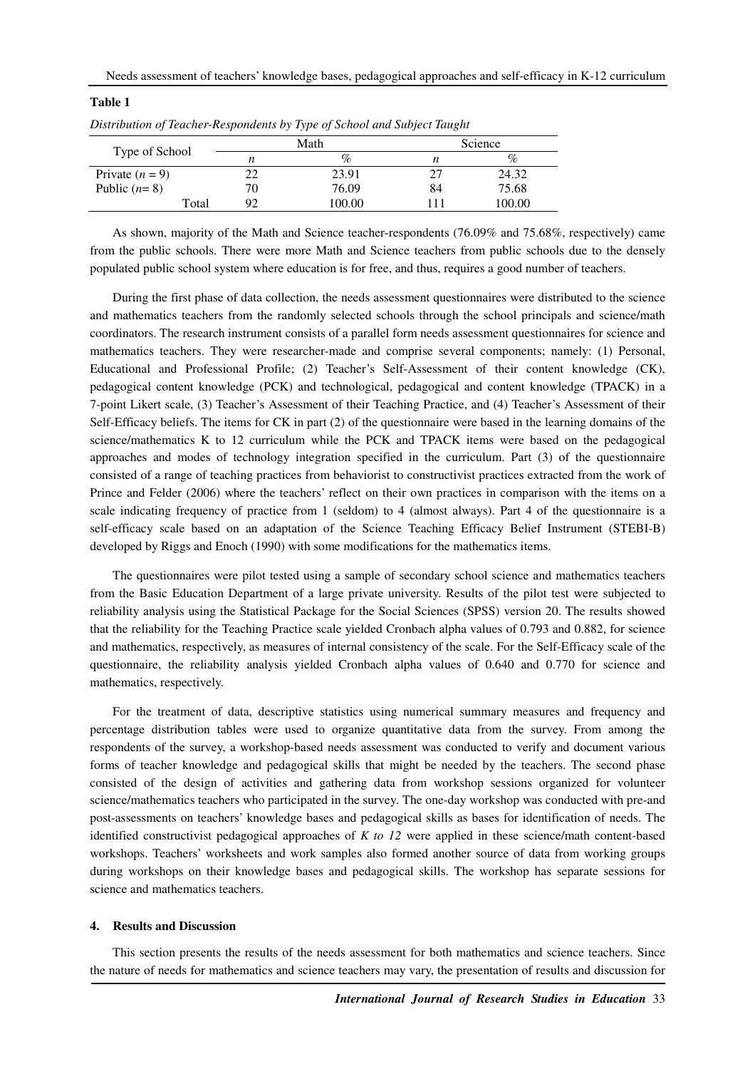**Table 1**

*Distribution of Teacher-Respondents by Type of School and Subject Taught*

| Type of School | Math | | Science | |
|---|---|---|---|---|
| | *n* | % | *n* | % |
| Private (*n* = 9) | 22 | 23.91 | 27 | 24.32 |
| Public (*n*= 8) | 70 | 76.09 | 84 | 75.68 |
| Total | 92 | 100.00 | 111 | 100.00 |

As shown, majority of the Math and Science teacher-respondents (76.09% and 75.68%, respectively) came from the public schools. There were more Math and Science teachers from public schools due to the densely populated public school system where education is for free, and thus, requires a good number of teachers.

During the first phase of data collection, the needs assessment questionnaires were distributed to the science and mathematics teachers from the randomly selected schools through the school principals and science/math coordinators. The research instrument consists of a parallel form needs assessment questionnaires for science and mathematics teachers. They were researcher-made and comprise several components; namely: (1) Personal, Educational and Professional Profile; (2) Teacher's Self-Assessment of their content knowledge (CK), pedagogical content knowledge (PCK) and technological, pedagogical and content knowledge (TPACK) in a 7-point Likert scale, (3) Teacher's Assessment of their Teaching Practice, and (4) Teacher's Assessment of their Self-Efficacy beliefs. The items for CK in part (2) of the questionnaire were based in the learning domains of the science/mathematics K to 12 curriculum while the PCK and TPACK items were based on the pedagogical approaches and modes of technology integration specified in the curriculum. Part (3) of the questionnaire consisted of a range of teaching practices from behaviorist to constructivist practices extracted from the work of Prince and Felder (2006) where the teachers' reflect on their own practices in comparison with the items on a scale indicating frequency of practice from 1 (seldom) to 4 (almost always). Part 4 of the questionnaire is a self-efficacy scale based on an adaptation of the Science Teaching Efficacy Belief Instrument (STEBI-B) developed by Riggs and Enoch (1990) with some modifications for the mathematics items.

The questionnaires were pilot tested using a sample of secondary school science and mathematics teachers from the Basic Education Department of a large private university. Results of the pilot test were subjected to reliability analysis using the Statistical Package for the Social Sciences (SPSS) version 20. The results showed that the reliability for the Teaching Practice scale yielded Cronbach alpha values of 0.793 and 0.882, for science and mathematics, respectively, as measures of internal consistency of the scale. For the Self-Efficacy scale of the questionnaire, the reliability analysis yielded Cronbach alpha values of 0.640 and 0.770 for science and mathematics, respectively.

For the treatment of data, descriptive statistics using numerical summary measures and frequency and percentage distribution tables were used to organize quantitative data from the survey. From among the respondents of the survey, a workshop-based needs assessment was conducted to verify and document various forms of teacher knowledge and pedagogical skills that might be needed by the teachers. The second phase consisted of the design of activities and gathering data from workshop sessions organized for volunteer science/mathematics teachers who participated in the survey. The one-day workshop was conducted with pre-and post-assessments on teachers' knowledge bases and pedagogical skills as bases for identification of needs. The identified constructivist pedagogical approaches of *K to 12* were applied in these science/math content-based workshops. Teachers' worksheets and work samples also formed another source of data from working groups during workshops on their knowledge bases and pedagogical skills. The workshop has separate sessions for science and mathematics teachers.

## 4. Results and Discussion

This section presents the results of the needs assessment for both mathematics and science teachers. Since the nature of needs for mathematics and science teachers may vary, the presentation of results and discussion for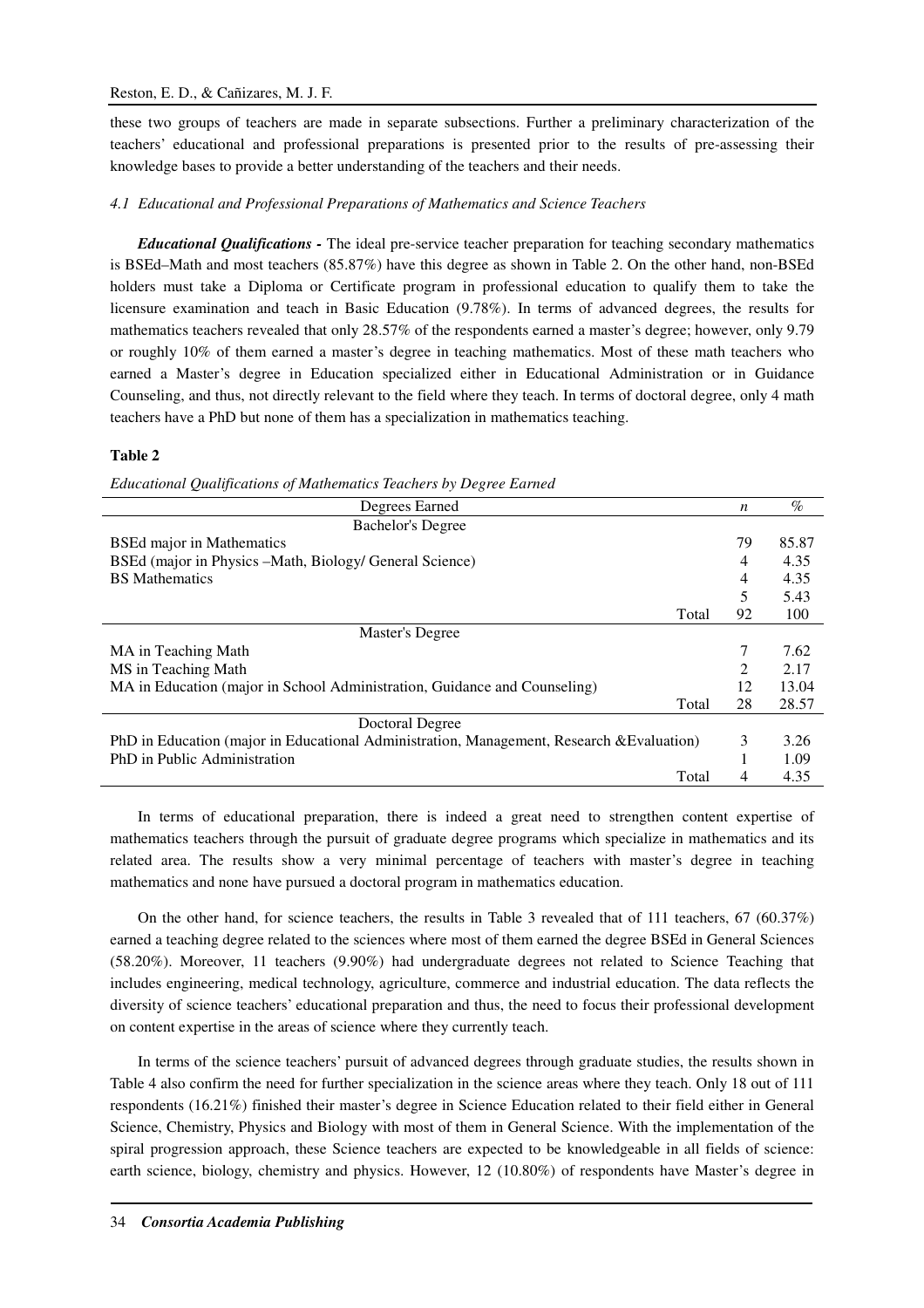these two groups of teachers are made in separate subsections. Further a preliminary characterization of the teachers' educational and professional preparations is presented prior to the results of pre-assessing their knowledge bases to provide a better understanding of the teachers and their needs.

### *4.1 Educational and Professional Preparations of Mathematics and Science Teachers*

***Educational Qualifications -*** The ideal pre-service teacher preparation for teaching secondary mathematics is BSEd–Math and most teachers (85.87%) have this degree as shown in Table 2. On the other hand, non-BSEd holders must take a Diploma or Certificate program in professional education to qualify them to take the licensure examination and teach in Basic Education (9.78%). In terms of advanced degrees, the results for mathematics teachers revealed that only 28.57% of the respondents earned a master's degree; however, only 9.79 or roughly 10% of them earned a master's degree in teaching mathematics. Most of these math teachers who earned a Master's degree in Education specialized either in Educational Administration or in Guidance Counseling, and thus, not directly relevant to the field where they teach. In terms of doctoral degree, only 4 math teachers have a PhD but none of them has a specialization in mathematics teaching.

**Table 2**

*Educational Qualifications of Mathematics Teachers by Degree Earned*

| Degrees Earned | *n* | % |
|---|---|---|
| Bachelor's Degree | | |
| BSEd major in Mathematics | 79 | 85.87 |
| BSEd (major in Physics –Math, Biology/ General Science) | 4 | 4.35 |
| BS Mathematics | 4 | 4.35 |
| | 5 | 5.43 |
| Total | 92 | 100 |
| Master's Degree | | |
| MA in Teaching Math | 7 | 7.62 |
| MS in Teaching Math | 2 | 2.17 |
| MA in Education (major in School Administration, Guidance and Counseling) | 12 | 13.04 |
| Total | 28 | 28.57 |
| Doctoral Degree | | |
| PhD in Education (major in Educational Administration, Management, Research &Evaluation) | 3 | 3.26 |
| PhD in Public Administration | 1 | 1.09 |
| Total | 4 | 4.35 |

In terms of educational preparation, there is indeed a great need to strengthen content expertise of mathematics teachers through the pursuit of graduate degree programs which specialize in mathematics and its related area. The results show a very minimal percentage of teachers with master's degree in teaching mathematics and none have pursued a doctoral program in mathematics education.

On the other hand, for science teachers, the results in Table 3 revealed that of 111 teachers, 67 (60.37%) earned a teaching degree related to the sciences where most of them earned the degree BSEd in General Sciences (58.20%). Moreover, 11 teachers (9.90%) had undergraduate degrees not related to Science Teaching that includes engineering, medical technology, agriculture, commerce and industrial education. The data reflects the diversity of science teachers' educational preparation and thus, the need to focus their professional development on content expertise in the areas of science where they currently teach.

In terms of the science teachers' pursuit of advanced degrees through graduate studies, the results shown in Table 4 also confirm the need for further specialization in the science areas where they teach. Only 18 out of 111 respondents (16.21%) finished their master's degree in Science Education related to their field either in General Science, Chemistry, Physics and Biology with most of them in General Science. With the implementation of the spiral progression approach, these Science teachers are expected to be knowledgeable in all fields of science: earth science, biology, chemistry and physics. However, 12 (10.80%) of respondents have Master's degree in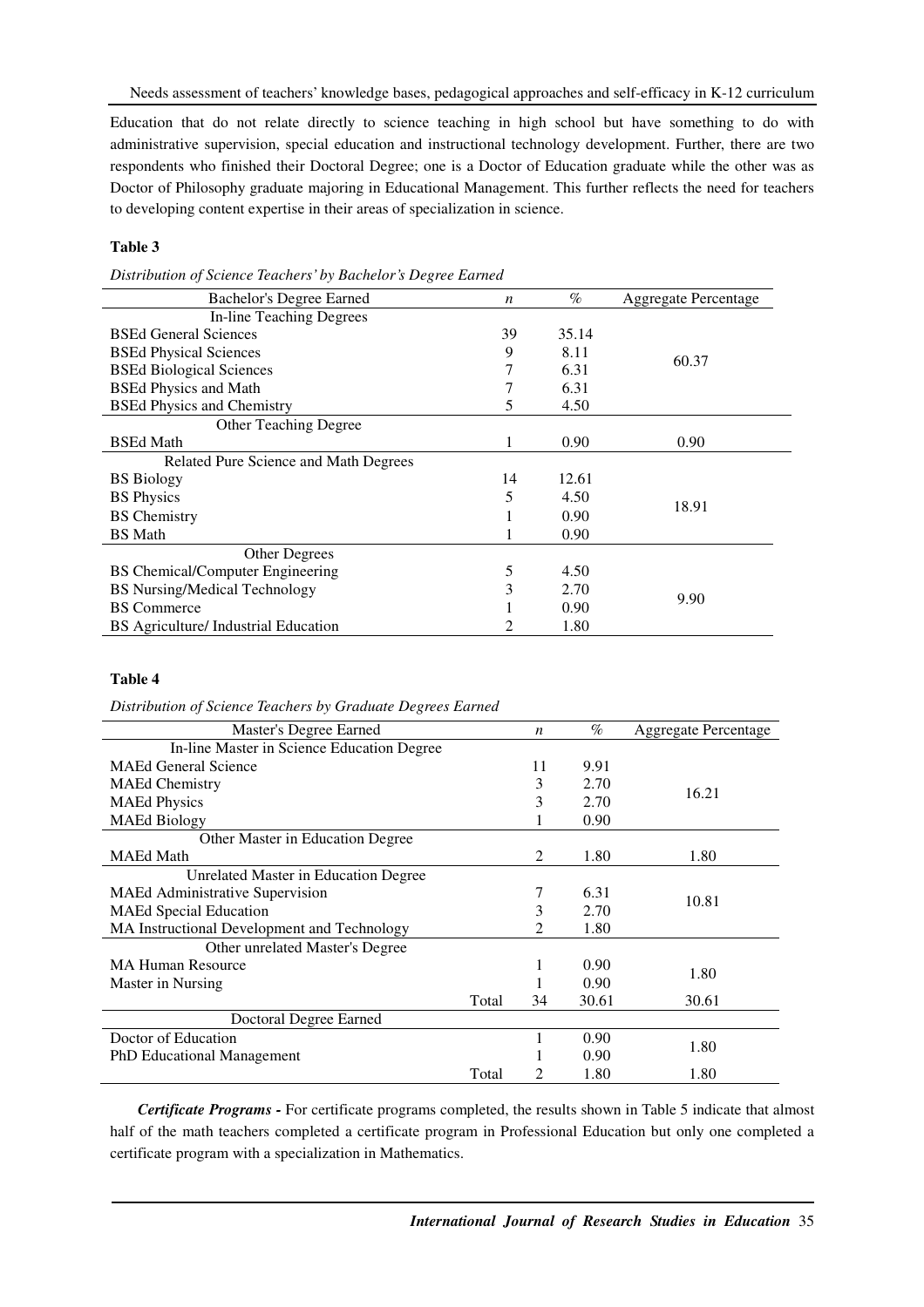Education that do not relate directly to science teaching in high school but have something to do with administrative supervision, special education and instructional technology development. Further, there are two respondents who finished their Doctoral Degree; one is a Doctor of Education graduate while the other was as Doctor of Philosophy graduate majoring in Educational Management. This further reflects the need for teachers to developing content expertise in their areas of specialization in science.

**Table 3**

*Distribution of Science Teachers' by Bachelor's Degree Earned*

| Bachelor's Degree Earned | *n* | % | Aggregate Percentage |
|---|---|---|---|
| In-line Teaching Degrees | | | |
| BSEd General Sciences | 39 | 35.14 | 60.37 |
| BSEd Physical Sciences | 9 | 8.11 | |
| BSEd Biological Sciences | 7 | 6.31 | |
| BSEd Physics and Math | 7 | 6.31 | |
| BSEd Physics and Chemistry | 5 | 4.50 | |
| Other Teaching Degree | | | |
| BSEd Math | 1 | 0.90 | 0.90 |
| Related Pure Science and Math Degrees | | | |
| BS Biology | 14 | 12.61 | 18.91 |
| BS Physics | 5 | 4.50 | |
| BS Chemistry | 1 | 0.90 | |
| BS Math | 1 | 0.90 | |
| Other Degrees | | | |
| BS Chemical/Computer Engineering | 5 | 4.50 | 9.90 |
| BS Nursing/Medical Technology | 3 | 2.70 | |
| BS Commerce | 1 | 0.90 | |
| BS Agriculture/ Industrial Education | 2 | 1.80 | |

**Table 4**

*Distribution of Science Teachers by Graduate Degrees Earned*

| Master's Degree Earned | | *n* | % | Aggregate Percentage |
|---|---|---|---|---|
| In-line Master in Science Education Degree | | | | |
| MAEd General Science | | 11 | 9.91 | 16.21 |
| MAEd Chemistry | | 3 | 2.70 | |
| MAEd Physics | | 3 | 2.70 | |
| MAEd Biology | | 1 | 0.90 | |
| Other Master in Education Degree | | | | |
| MAEd Math | | 2 | 1.80 | 1.80 |
| Unrelated Master in Education Degree | | | | |
| MAEd Administrative Supervision | | 7 | 6.31 | 10.81 |
| MAEd Special Education | | 3 | 2.70 | |
| MA Instructional Development and Technology | | 2 | 1.80 | |
| Other unrelated Master's Degree | | | | |
| MA Human Resource | | 1 | 0.90 | 1.80 |
| Master in Nursing | | 1 | 0.90 | |
| | Total | 34 | 30.61 | 30.61 |
| Doctoral Degree Earned | | | | |
| Doctor of Education | | 1 | 0.90 | 1.80 |
| PhD Educational Management | | 1 | 0.90 | |
| | Total | 2 | 1.80 | 1.80 |

***Certificate Programs -*** For certificate programs completed, the results shown in Table 5 indicate that almost half of the math teachers completed a certificate program in Professional Education but only one completed a certificate program with a specialization in Mathematics.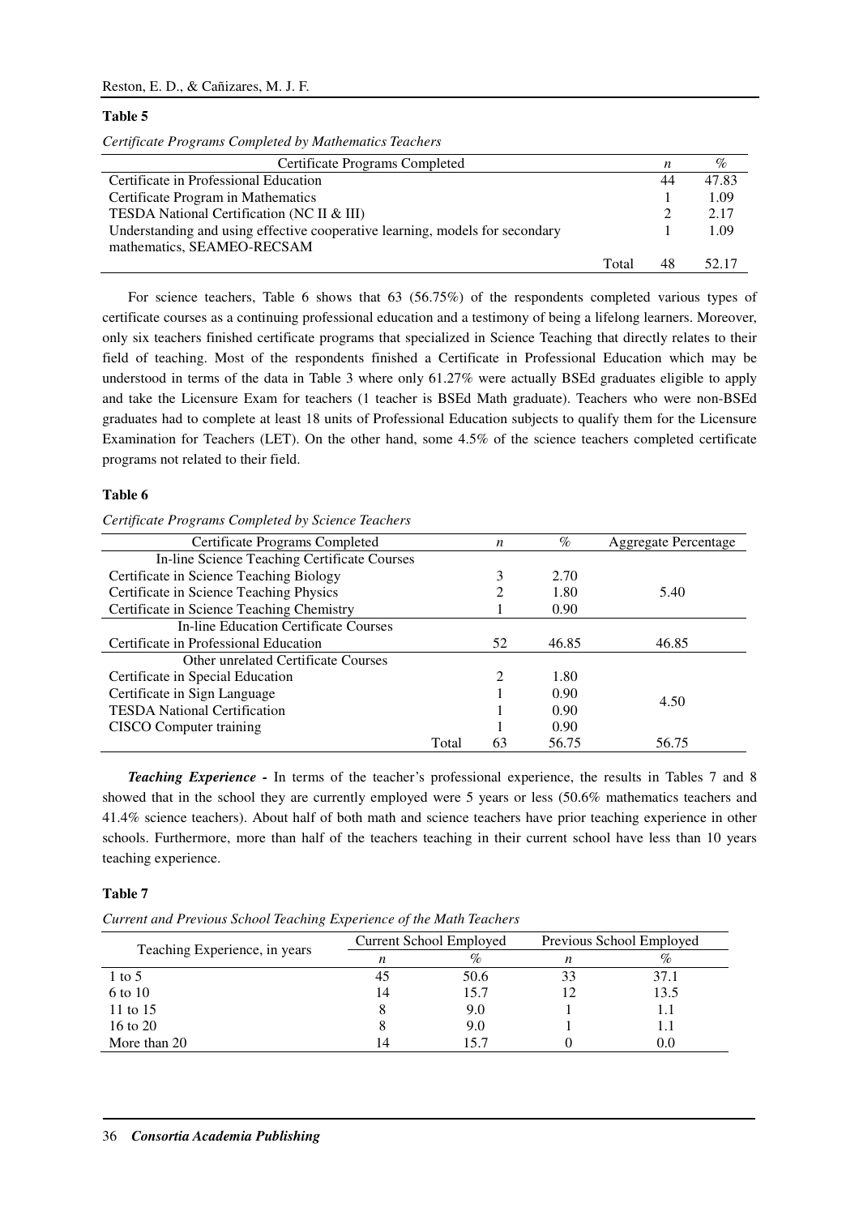**Table 5**

*Certificate Programs Completed by Mathematics Teachers*

| Certificate Programs Completed | | *n* | % |
|---|---|---|---|
| Certificate in Professional Education | | 44 | 47.83 |
| Certificate Program in Mathematics | | 1 | 1.09 |
| TESDA National Certification (NC II & III) | | 2 | 2.17 |
| Understanding and using effective cooperative learning, models for secondary mathematics, SEAMEO-RECSAM | | 1 | 1.09 |
| | Total | 48 | 52.17 |

For science teachers, Table 6 shows that 63 (56.75%) of the respondents completed various types of certificate courses as a continuing professional education and a testimony of being a lifelong learners. Moreover, only six teachers finished certificate programs that specialized in Science Teaching that directly relates to their field of teaching. Most of the respondents finished a Certificate in Professional Education which may be understood in terms of the data in Table 3 where only 61.27% were actually BSEd graduates eligible to apply and take the Licensure Exam for teachers (1 teacher is BSEd Math graduate). Teachers who were non-BSEd graduates had to complete at least 18 units of Professional Education subjects to qualify them for the Licensure Examination for Teachers (LET). On the other hand, some 4.5% of the science teachers completed certificate programs not related to their field.

**Table 6**

*Certificate Programs Completed by Science Teachers*

| Certificate Programs Completed | | *n* | % | Aggregate Percentage |
|---|---|---|---|---|
| In-line Science Teaching Certificate Courses | | | | |
| Certificate in Science Teaching Biology | | 3 | 2.70 | |
| Certificate in Science Teaching Physics | | 2 | 1.80 | 5.40 |
| Certificate in Science Teaching Chemistry | | 1 | 0.90 | |
| In-line Education Certificate Courses | | | | |
| Certificate in Professional Education | | 52 | 46.85 | 46.85 |
| Other unrelated Certificate Courses | | | | |
| Certificate in Special Education | | 2 | 1.80 | |
| Certificate in Sign Language | | 1 | 0.90 | 4.50 |
| TESDA National Certification | | 1 | 0.90 | |
| CISCO Computer training | | 1 | 0.90 | |
| | Total | 63 | 56.75 | 56.75 |

***Teaching Experience -*** In terms of the teacher's professional experience, the results in Tables 7 and 8 showed that in the school they are currently employed were 5 years or less (50.6% mathematics teachers and 41.4% science teachers). About half of both math and science teachers have prior teaching experience in other schools. Furthermore, more than half of the teachers teaching in their current school have less than 10 years teaching experience.

**Table 7**

*Current and Previous School Teaching Experience of the Math Teachers*

| Teaching Experience, in years | Current School Employed | | Previous School Employed | |
|---|---|---|---|---|
| | *n* | % | *n* | % |
| 1 to 5 | 45 | 50.6 | 33 | 37.1 |
| 6 to 10 | 14 | 15.7 | 12 | 13.5 |
| 11 to 15 | 8 | 9.0 | 1 | 1.1 |
| 16 to 20 | 8 | 9.0 | 1 | 1.1 |
| More than 20 | 14 | 15.7 | 0 | 0.0 |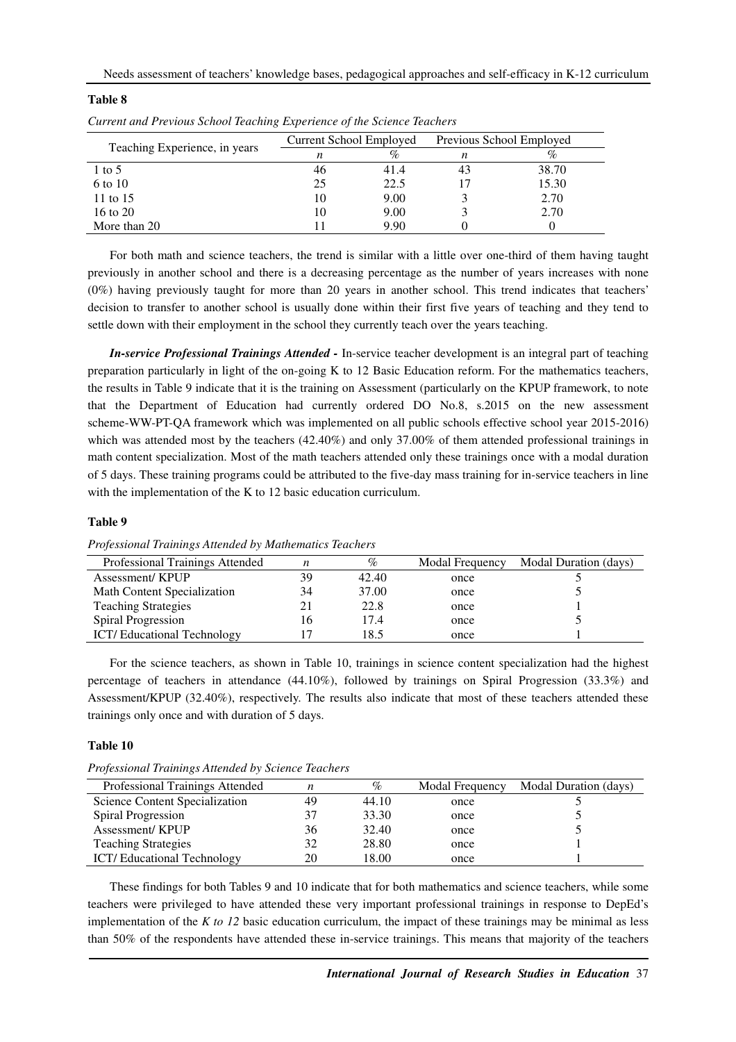**Table 8**

*Current and Previous School Teaching Experience of the Science Teachers*

| Teaching Experience, in years | Current School Employed | | Previous School Employed | |
|---|---|---|---|---|
| | *n* | % | *n* | % |
| 1 to 5 | 46 | 41.4 | 43 | 38.70 |
| 6 to 10 | 25 | 22.5 | 17 | 15.30 |
| 11 to 15 | 10 | 9.00 | 3 | 2.70 |
| 16 to 20 | 10 | 9.00 | 3 | 2.70 |
| More than 20 | 11 | 9.90 | 0 | 0 |

For both math and science teachers, the trend is similar with a little over one-third of them having taught previously in another school and there is a decreasing percentage as the number of years increases with none (0%) having previously taught for more than 20 years in another school. This trend indicates that teachers' decision to transfer to another school is usually done within their first five years of teaching and they tend to settle down with their employment in the school they currently teach over the years teaching.

***In-service Professional Trainings Attended -*** In-service teacher development is an integral part of teaching preparation particularly in light of the on-going K to 12 Basic Education reform. For the mathematics teachers, the results in Table 9 indicate that it is the training on Assessment (particularly on the KPUP framework, to note that the Department of Education had currently ordered DO No.8, s.2015 on the new assessment scheme-WW-PT-QA framework which was implemented on all public schools effective school year 2015-2016) which was attended most by the teachers (42.40%) and only 37.00% of them attended professional trainings in math content specialization. Most of the math teachers attended only these trainings once with a modal duration of 5 days. These training programs could be attributed to the five-day mass training for in-service teachers in line with the implementation of the K to 12 basic education curriculum.

**Table 9**

*Professional Trainings Attended by Mathematics Teachers*

| Professional Trainings Attended | *n* | % | Modal Frequency | Modal Duration (days) |
|---|---|---|---|---|
| Assessment/ KPUP | 39 | 42.40 | once | 5 |
| Math Content Specialization | 34 | 37.00 | once | 5 |
| Teaching Strategies | 21 | 22.8 | once | 1 |
| Spiral Progression | 16 | 17.4 | once | 5 |
| ICT/ Educational Technology | 17 | 18.5 | once | 1 |

For the science teachers, as shown in Table 10, trainings in science content specialization had the highest percentage of teachers in attendance (44.10%), followed by trainings on Spiral Progression (33.3%) and Assessment/KPUP (32.40%), respectively. The results also indicate that most of these teachers attended these trainings only once and with duration of 5 days.

**Table 10**

*Professional Trainings Attended by Science Teachers*

| Professional Trainings Attended | *n* | % | Modal Frequency | Modal Duration (days) |
|---|---|---|---|---|
| Science Content Specialization | 49 | 44.10 | once | 5 |
| Spiral Progression | 37 | 33.30 | once | 5 |
| Assessment/ KPUP | 36 | 32.40 | once | 5 |
| Teaching Strategies | 32 | 28.80 | once | 1 |
| ICT/ Educational Technology | 20 | 18.00 | once | 1 |

These findings for both Tables 9 and 10 indicate that for both mathematics and science teachers, while some teachers were privileged to have attended these very important professional trainings in response to DepEd's implementation of the *K to 12* basic education curriculum, the impact of these trainings may be minimal as less than 50% of the respondents have attended these in-service trainings. This means that majority of the teachers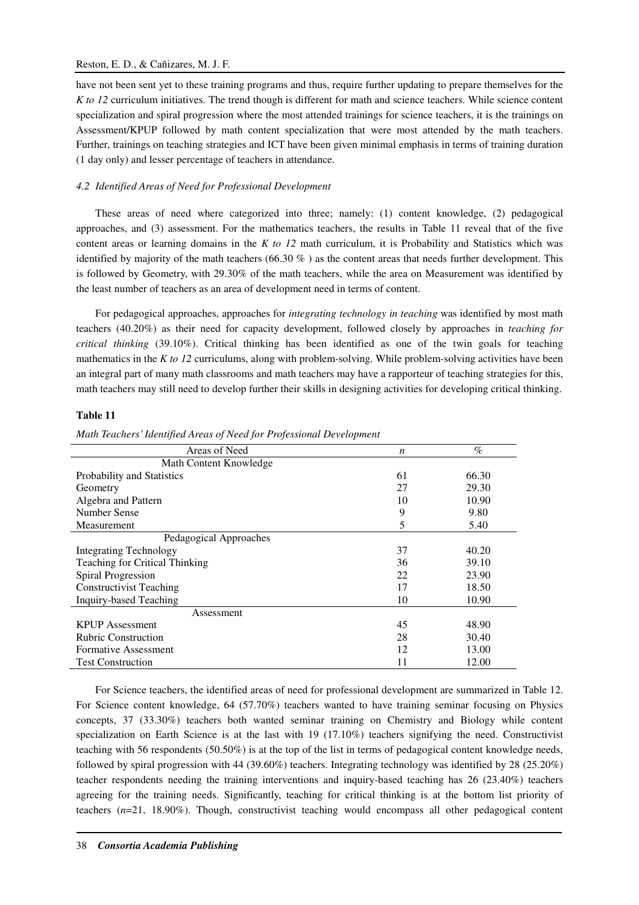have not been sent yet to these training programs and thus, require further updating to prepare themselves for the *K to 12* curriculum initiatives. The trend though is different for math and science teachers. While science content specialization and spiral progression where the most attended trainings for science teachers, it is the trainings on Assessment/KPUP followed by math content specialization that were most attended by the math teachers. Further, trainings on teaching strategies and ICT have been given minimal emphasis in terms of training duration (1 day only) and lesser percentage of teachers in attendance.

### *4.2 Identified Areas of Need for Professional Development*

These areas of need where categorized into three; namely: (1) content knowledge, (2) pedagogical approaches, and (3) assessment. For the mathematics teachers, the results in Table 11 reveal that of the five content areas or learning domains in the *K to 12* math curriculum, it is Probability and Statistics which was identified by majority of the math teachers (66.30 % ) as the content areas that needs further development. This is followed by Geometry, with 29.30% of the math teachers, while the area on Measurement was identified by the least number of teachers as an area of development need in terms of content.

For pedagogical approaches, approaches for *integrating technology in teaching* was identified by most math teachers (40.20%) as their need for capacity development, followed closely by approaches in *teaching for critical thinking* (39.10%). Critical thinking has been identified as one of the twin goals for teaching mathematics in the *K to 12* curriculums, along with problem-solving. While problem-solving activities have been an integral part of many math classrooms and math teachers may have a rapporteur of teaching strategies for this, math teachers may still need to develop further their skills in designing activities for developing critical thinking.

**Table 11**

*Math Teachers' Identified Areas of Need for Professional Development*

| Areas of Need | *n* | % |
|---|---|---|
| Math Content Knowledge | | |
| Probability and Statistics | 61 | 66.30 |
| Geometry | 27 | 29.30 |
| Algebra and Pattern | 10 | 10.90 |
| Number Sense | 9 | 9.80 |
| Measurement | 5 | 5.40 |
| Pedagogical Approaches | | |
| Integrating Technology | 37 | 40.20 |
| Teaching for Critical Thinking | 36 | 39.10 |
| Spiral Progression | 22 | 23.90 |
| Constructivist Teaching | 17 | 18.50 |
| Inquiry-based Teaching | 10 | 10.90 |
| Assessment | | |
| KPUP Assessment | 45 | 48.90 |
| Rubric Construction | 28 | 30.40 |
| Formative Assessment | 12 | 13.00 |
| Test Construction | 11 | 12.00 |

For Science teachers, the identified areas of need for professional development are summarized in Table 12. For Science content knowledge, 64 (57.70%) teachers wanted to have training seminar focusing on Physics concepts, 37 (33.30%) teachers both wanted seminar training on Chemistry and Biology while content specialization on Earth Science is at the last with 19 (17.10%) teachers signifying the need. Constructivist teaching with 56 respondents (50.50%) is at the top of the list in terms of pedagogical content knowledge needs, followed by spiral progression with 44 (39.60%) teachers. Integrating technology was identified by 28 (25.20%) teacher respondents needing the training interventions and inquiry-based teaching has 26 (23.40%) teachers agreeing for the training needs. Significantly, teaching for critical thinking is at the bottom list priority of teachers (*n*=21, 18.90%). Though, constructivist teaching would encompass all other pedagogical content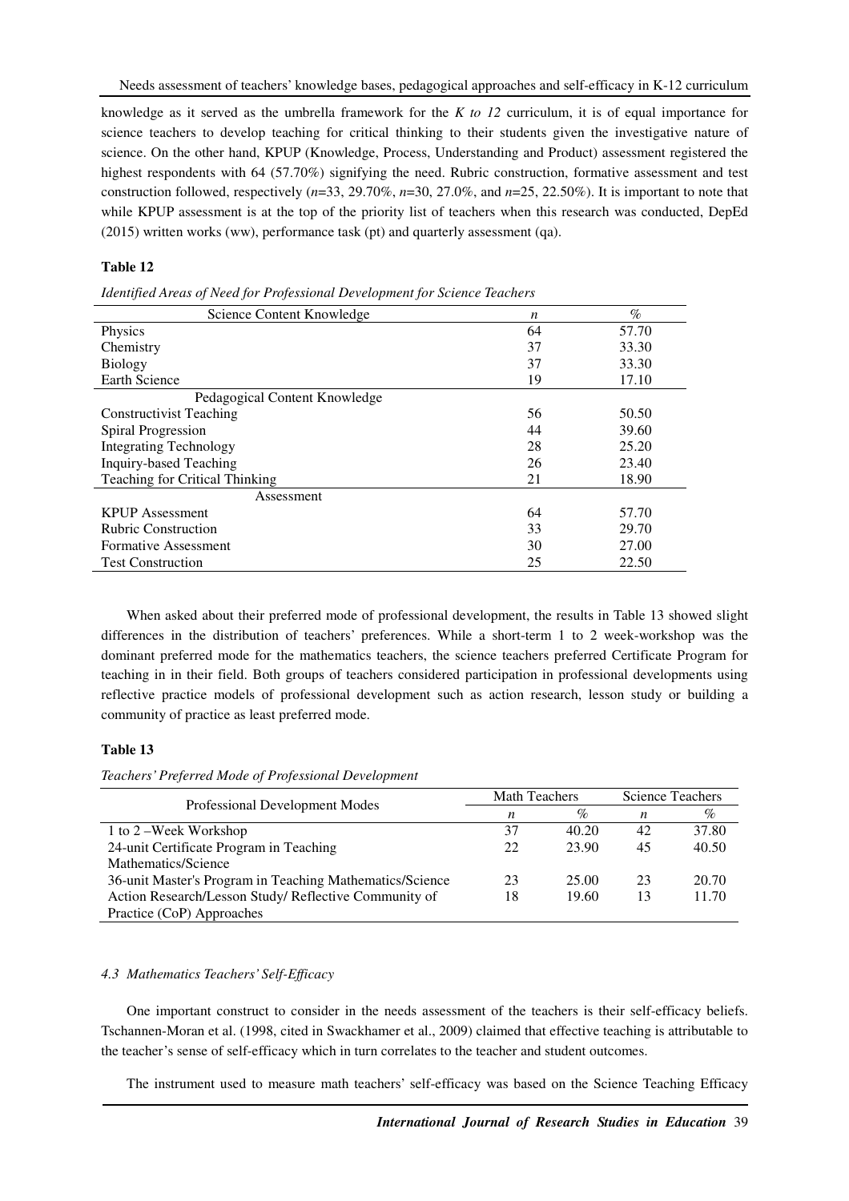knowledge as it served as the umbrella framework for the *K to 12* curriculum, it is of equal importance for science teachers to develop teaching for critical thinking to their students given the investigative nature of science. On the other hand, KPUP (Knowledge, Process, Understanding and Product) assessment registered the highest respondents with 64 (57.70%) signifying the need. Rubric construction, formative assessment and test construction followed, respectively (*n*=33, 29.70%, *n*=30, 27.0%, and *n*=25, 22.50%). It is important to note that while KPUP assessment is at the top of the priority list of teachers when this research was conducted, DepEd (2015) written works (ww), performance task (pt) and quarterly assessment (qa).

**Table 12**

*Identified Areas of Need for Professional Development for Science Teachers*

| Science Content Knowledge | *n* | % |
|---|---|---|
| Physics | 64 | 57.70 |
| Chemistry | 37 | 33.30 |
| Biology | 37 | 33.30 |
| Earth Science | 19 | 17.10 |
| **Pedagogical Content Knowledge** | | |
| Constructivist Teaching | 56 | 50.50 |
| Spiral Progression | 44 | 39.60 |
| Integrating Technology | 28 | 25.20 |
| Inquiry-based Teaching | 26 | 23.40 |
| Teaching for Critical Thinking | 21 | 18.90 |
| **Assessment** | | |
| KPUP Assessment | 64 | 57.70 |
| Rubric Construction | 33 | 29.70 |
| Formative Assessment | 30 | 27.00 |
| Test Construction | 25 | 22.50 |

When asked about their preferred mode of professional development, the results in Table 13 showed slight differences in the distribution of teachers' preferences. While a short-term 1 to 2 week-workshop was the dominant preferred mode for the mathematics teachers, the science teachers preferred Certificate Program for teaching in in their field. Both groups of teachers considered participation in professional developments using reflective practice models of professional development such as action research, lesson study or building a community of practice as least preferred mode.

**Table 13**

*Teachers' Preferred Mode of Professional Development*

| Professional Development Modes | Math Teachers | | Science Teachers | |
|---|---|---|---|---|
| | *n* | % | *n* | % |
| 1 to 2 –Week Workshop | 37 | 40.20 | 42 | 37.80 |
| 24-unit Certificate Program in Teaching Mathematics/Science | 22 | 23.90 | 45 | 40.50 |
| 36-unit Master's Program in Teaching Mathematics/Science | 23 | 25.00 | 23 | 20.70 |
| Action Research/Lesson Study/ Reflective Community of Practice (CoP) Approaches | 18 | 19.60 | 13 | 11.70 |

### *4.3 Mathematics Teachers' Self-Efficacy*

One important construct to consider in the needs assessment of the teachers is their self-efficacy beliefs. Tschannen-Moran et al. (1998, cited in Swackhamer et al., 2009) claimed that effective teaching is attributable to the teacher's sense of self-efficacy which in turn correlates to the teacher and student outcomes.

The instrument used to measure math teachers' self-efficacy was based on the Science Teaching Efficacy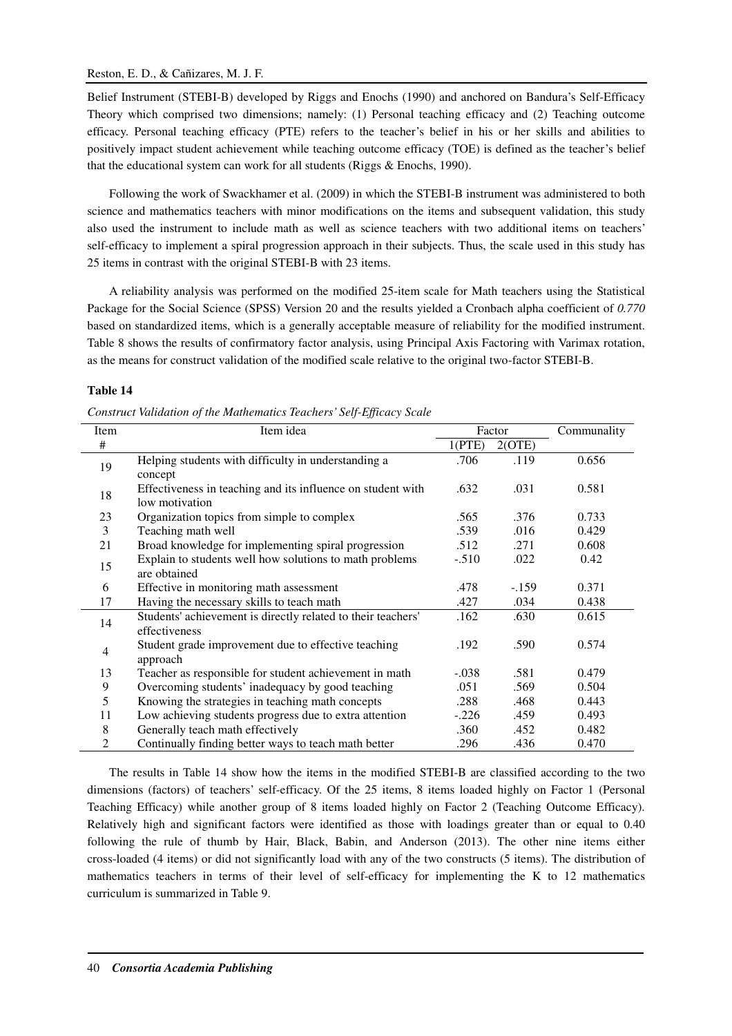Belief Instrument (STEBI-B) developed by Riggs and Enochs (1990) and anchored on Bandura's Self-Efficacy Theory which comprised two dimensions; namely: (1) Personal teaching efficacy and (2) Teaching outcome efficacy. Personal teaching efficacy (PTE) refers to the teacher's belief in his or her skills and abilities to positively impact student achievement while teaching outcome efficacy (TOE) is defined as the teacher's belief that the educational system can work for all students (Riggs & Enochs, 1990).

Following the work of Swackhamer et al. (2009) in which the STEBI-B instrument was administered to both science and mathematics teachers with minor modifications on the items and subsequent validation, this study also used the instrument to include math as well as science teachers with two additional items on teachers' self-efficacy to implement a spiral progression approach in their subjects. Thus, the scale used in this study has 25 items in contrast with the original STEBI-B with 23 items.

A reliability analysis was performed on the modified 25-item scale for Math teachers using the Statistical Package for the Social Science (SPSS) Version 20 and the results yielded a Cronbach alpha coefficient of *0.770* based on standardized items, which is a generally acceptable measure of reliability for the modified instrument. Table 8 shows the results of confirmatory factor analysis, using Principal Axis Factoring with Varimax rotation, as the means for construct validation of the modified scale relative to the original two-factor STEBI-B.

**Table 14**

*Construct Validation of the Mathematics Teachers' Self-Efficacy Scale*

| Item # | Item idea | Factor 1(PTE) | Factor 2(OTE) | Communality |
|---|---|---|---|---|
| 19 | Helping students with difficulty in understanding a concept | .706 | .119 | 0.656 |
| 18 | Effectiveness in teaching and its influence on student with low motivation | .632 | .031 | 0.581 |
| 23 | Organization topics from simple to complex | .565 | .376 | 0.733 |
| 3 | Teaching math well | .539 | .016 | 0.429 |
| 21 | Broad knowledge for implementing spiral progression | .512 | .271 | 0.608 |
| 15 | Explain to students well how solutions to math problems are obtained | -.510 | .022 | 0.42 |
| 6 | Effective in monitoring math assessment | .478 | -.159 | 0.371 |
| 17 | Having the necessary skills to teach math | .427 | .034 | 0.438 |
| 14 | Students' achievement is directly related to their teachers' effectiveness | .162 | .630 | 0.615 |
| 4 | Student grade improvement due to effective teaching approach | .192 | .590 | 0.574 |
| 13 | Teacher as responsible for student achievement in math | -.038 | .581 | 0.479 |
| 9 | Overcoming students' inadequacy by good teaching | .051 | .569 | 0.504 |
| 5 | Knowing the strategies in teaching math concepts | .288 | .468 | 0.443 |
| 11 | Low achieving students progress due to extra attention | -.226 | .459 | 0.493 |
| 8 | Generally teach math effectively | .360 | .452 | 0.482 |
| 2 | Continually finding better ways to teach math better | .296 | .436 | 0.470 |

The results in Table 14 show how the items in the modified STEBI-B are classified according to the two dimensions (factors) of teachers' self-efficacy. Of the 25 items, 8 items loaded highly on Factor 1 (Personal Teaching Efficacy) while another group of 8 items loaded highly on Factor 2 (Teaching Outcome Efficacy). Relatively high and significant factors were identified as those with loadings greater than or equal to 0.40 following the rule of thumb by Hair, Black, Babin, and Anderson (2013). The other nine items either cross-loaded (4 items) or did not significantly load with any of the two constructs (5 items). The distribution of mathematics teachers in terms of their level of self-efficacy for implementing the K to 12 mathematics curriculum is summarized in Table 9.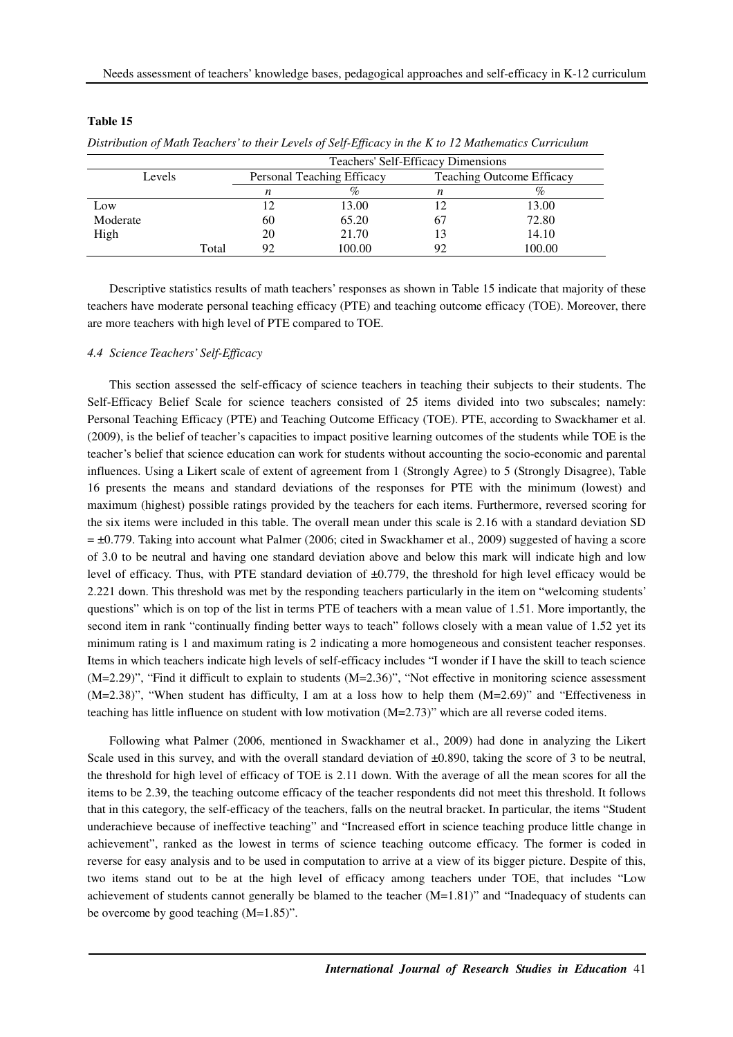**Table 15**

*Distribution of Math Teachers' to their Levels of Self-Efficacy in the K to 12 Mathematics Curriculum*

| Levels | Teachers' Self-Efficacy Dimensions | | | |
|---|---|---|---|---|
| | Personal Teaching Efficacy | | Teaching Outcome Efficacy | |
| | *n* | % | *n* | % |
| Low | 12 | 13.00 | 12 | 13.00 |
| Moderate | 60 | 65.20 | 67 | 72.80 |
| High | 20 | 21.70 | 13 | 14.10 |
| Total | 92 | 100.00 | 92 | 100.00 |

Descriptive statistics results of math teachers' responses as shown in Table 15 indicate that majority of these teachers have moderate personal teaching efficacy (PTE) and teaching outcome efficacy (TOE). Moreover, there are more teachers with high level of PTE compared to TOE.

### *4.4 Science Teachers' Self-Efficacy*

This section assessed the self-efficacy of science teachers in teaching their subjects to their students. The Self-Efficacy Belief Scale for science teachers consisted of 25 items divided into two subscales; namely: Personal Teaching Efficacy (PTE) and Teaching Outcome Efficacy (TOE). PTE, according to Swackhamer et al. (2009), is the belief of teacher's capacities to impact positive learning outcomes of the students while TOE is the teacher's belief that science education can work for students without accounting the socio-economic and parental influences. Using a Likert scale of extent of agreement from 1 (Strongly Agree) to 5 (Strongly Disagree), Table 16 presents the means and standard deviations of the responses for PTE with the minimum (lowest) and maximum (highest) possible ratings provided by the teachers for each items. Furthermore, reversed scoring for the six items were included in this table. The overall mean under this scale is 2.16 with a standard deviation SD = ±0.779. Taking into account what Palmer (2006; cited in Swackhamer et al., 2009) suggested of having a score of 3.0 to be neutral and having one standard deviation above and below this mark will indicate high and low level of efficacy. Thus, with PTE standard deviation of ±0.779, the threshold for high level efficacy would be 2.221 down. This threshold was met by the responding teachers particularly in the item on "welcoming students' questions" which is on top of the list in terms PTE of teachers with a mean value of 1.51. More importantly, the second item in rank "continually finding better ways to teach" follows closely with a mean value of 1.52 yet its minimum rating is 1 and maximum rating is 2 indicating a more homogeneous and consistent teacher responses. Items in which teachers indicate high levels of self-efficacy includes "I wonder if I have the skill to teach science (M=2.29)", "Find it difficult to explain to students (M=2.36)", "Not effective in monitoring science assessment (M=2.38)", "When student has difficulty, I am at a loss how to help them (M=2.69)" and "Effectiveness in teaching has little influence on student with low motivation (M=2.73)" which are all reverse coded items.

Following what Palmer (2006, mentioned in Swackhamer et al., 2009) had done in analyzing the Likert Scale used in this survey, and with the overall standard deviation of ±0.890, taking the score of 3 to be neutral, the threshold for high level of efficacy of TOE is 2.11 down. With the average of all the mean scores for all the items to be 2.39, the teaching outcome efficacy of the teacher respondents did not meet this threshold. It follows that in this category, the self-efficacy of the teachers, falls on the neutral bracket. In particular, the items "Student underachieve because of ineffective teaching" and "Increased effort in science teaching produce little change in achievement", ranked as the lowest in terms of science teaching outcome efficacy. The former is coded in reverse for easy analysis and to be used in computation to arrive at a view of its bigger picture. Despite of this, two items stand out to be at the high level of efficacy among teachers under TOE, that includes "Low achievement of students cannot generally be blamed to the teacher (M=1.81)" and "Inadequacy of students can be overcome by good teaching (M=1.85)".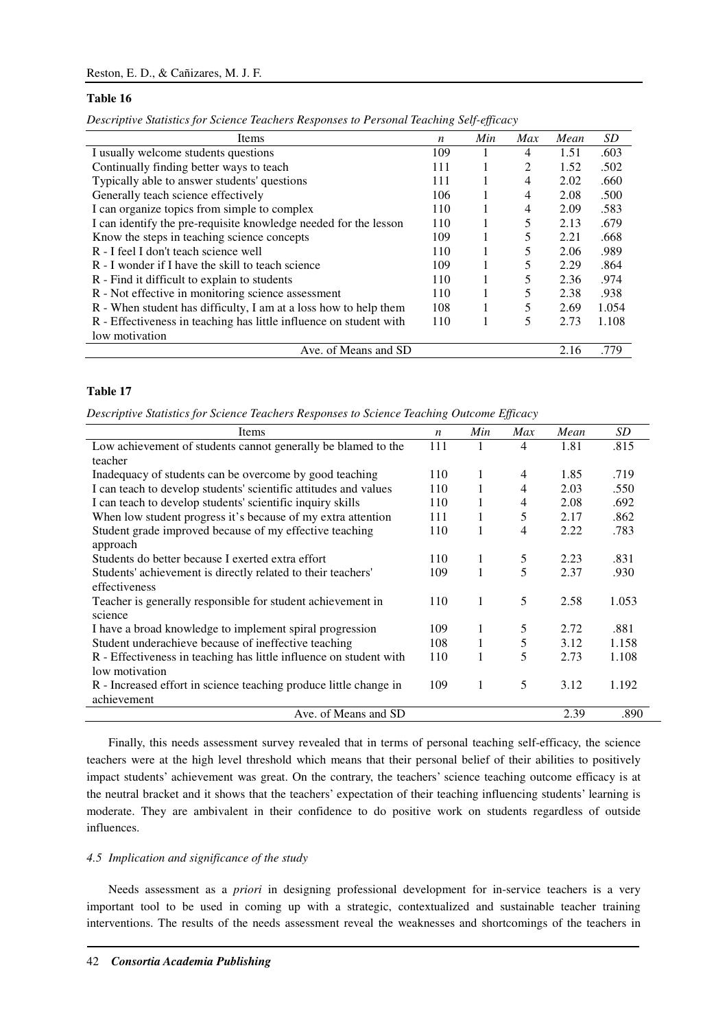**Table 16**

*Descriptive Statistics for Science Teachers Responses to Personal Teaching Self-efficacy*

| Items | *n* | *Min* | *Max* | *Mean* | *SD* |
|---|---|---|---|---|---|
| I usually welcome students questions | 109 | 1 | 4 | 1.51 | .603 |
| Continually finding better ways to teach | 111 | 1 | 2 | 1.52 | .502 |
| Typically able to answer students' questions | 111 | 1 | 4 | 2.02 | .660 |
| Generally teach science effectively | 106 | 1 | 4 | 2.08 | .500 |
| I can organize topics from simple to complex | 110 | 1 | 4 | 2.09 | .583 |
| I can identify the pre-requisite knowledge needed for the lesson | 110 | 1 | 5 | 2.13 | .679 |
| Know the steps in teaching science concepts | 109 | 1 | 5 | 2.21 | .668 |
| R - I feel I don't teach science well | 110 | 1 | 5 | 2.06 | .989 |
| R - I wonder if I have the skill to teach science | 109 | 1 | 5 | 2.29 | .864 |
| R - Find it difficult to explain to students | 110 | 1 | 5 | 2.36 | .974 |
| R - Not effective in monitoring science assessment | 110 | 1 | 5 | 2.38 | .938 |
| R - When student has difficulty, I am at a loss how to help them | 108 | 1 | 5 | 2.69 | 1.054 |
| R - Effectiveness in teaching has little influence on student with low motivation | 110 | 1 | 5 | 2.73 | 1.108 |
| Ave. of Means and SD | | | | 2.16 | .779 |

**Table 17**

*Descriptive Statistics for Science Teachers Responses to Science Teaching Outcome Efficacy*

| Items | *n* | *Min* | *Max* | *Mean* | *SD* |
|---|---|---|---|---|---|
| Low achievement of students cannot generally be blamed to the teacher | 111 | 1 | 4 | 1.81 | .815 |
| Inadequacy of students can be overcome by good teaching | 110 | 1 | 4 | 1.85 | .719 |
| I can teach to develop students' scientific attitudes and values | 110 | 1 | 4 | 2.03 | .550 |
| I can teach to develop students' scientific inquiry skills | 110 | 1 | 4 | 2.08 | .692 |
| When low student progress it's because of my extra attention | 111 | 1 | 5 | 2.17 | .862 |
| Student grade improved because of my effective teaching approach | 110 | 1 | 4 | 2.22 | .783 |
| Students do better because I exerted extra effort | 110 | 1 | 5 | 2.23 | .831 |
| Students' achievement is directly related to their teachers' effectiveness | 109 | 1 | 5 | 2.37 | .930 |
| Teacher is generally responsible for student achievement in science | 110 | 1 | 5 | 2.58 | 1.053 |
| I have a broad knowledge to implement spiral progression | 109 | 1 | 5 | 2.72 | .881 |
| Student underachieve because of ineffective teaching | 108 | 1 | 5 | 3.12 | 1.158 |
| R - Effectiveness in teaching has little influence on student with low motivation | 110 | 1 | 5 | 2.73 | 1.108 |
| R - Increased effort in science teaching produce little change in achievement | 109 | 1 | 5 | 3.12 | 1.192 |
| Ave. of Means and SD | | | | 2.39 | .890 |

Finally, this needs assessment survey revealed that in terms of personal teaching self-efficacy, the science teachers were at the high level threshold which means that their personal belief of their abilities to positively impact students' achievement was great. On the contrary, the teachers' science teaching outcome efficacy is at the neutral bracket and it shows that the teachers' expectation of their teaching influencing students' learning is moderate. They are ambivalent in their confidence to do positive work on students regardless of outside influences.

### *4.5 Implication and significance of the study*

Needs assessment as a *priori* in designing professional development for in-service teachers is a very important tool to be used in coming up with a strategic, contextualized and sustainable teacher training interventions. The results of the needs assessment reveal the weaknesses and shortcomings of the teachers in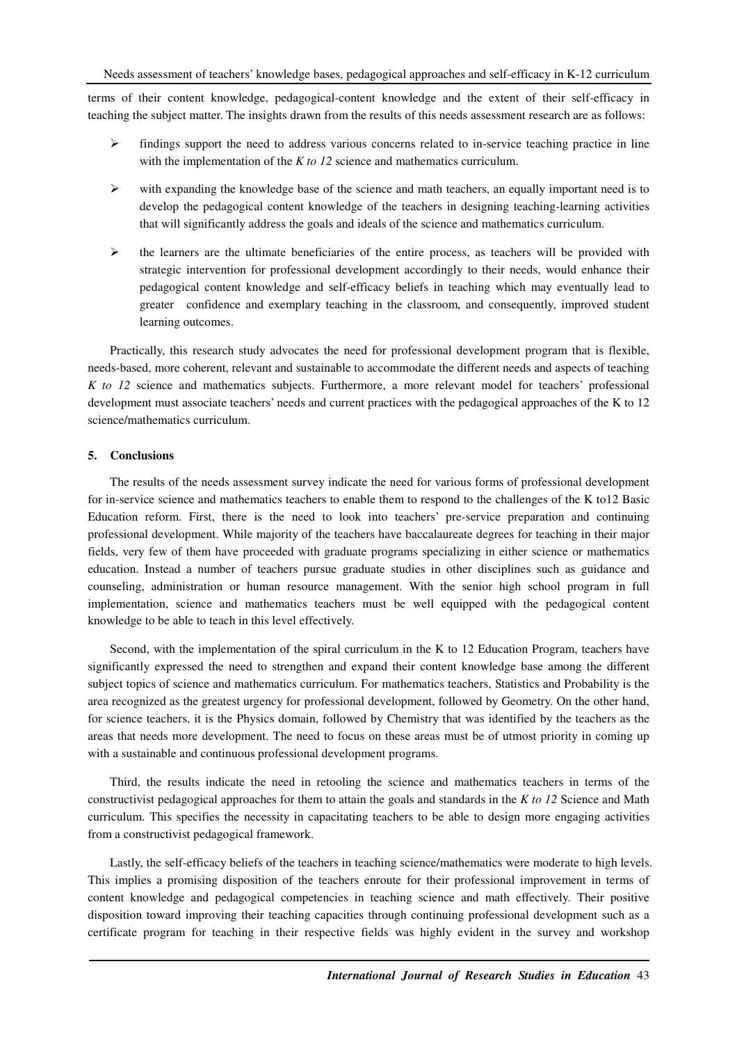terms of their content knowledge, pedagogical-content knowledge and the extent of their self-efficacy in teaching the subject matter. The insights drawn from the results of this needs assessment research are as follows:

- findings support the need to address various concerns related to in-service teaching practice in line with the implementation of the *K to 12* science and mathematics curriculum.
- with expanding the knowledge base of the science and math teachers, an equally important need is to develop the pedagogical content knowledge of the teachers in designing teaching-learning activities that will significantly address the goals and ideals of the science and mathematics curriculum.
- the learners are the ultimate beneficiaries of the entire process, as teachers will be provided with strategic intervention for professional development accordingly to their needs, would enhance their pedagogical content knowledge and self-efficacy beliefs in teaching which may eventually lead to greater confidence and exemplary teaching in the classroom, and consequently, improved student learning outcomes.

Practically, this research study advocates the need for professional development program that is flexible, needs-based, more coherent, relevant and sustainable to accommodate the different needs and aspects of teaching *K to 12* science and mathematics subjects. Furthermore, a more relevant model for teachers' professional development must associate teachers' needs and current practices with the pedagogical approaches of the K to 12 science/mathematics curriculum.

## 5. Conclusions

The results of the needs assessment survey indicate the need for various forms of professional development for in-service science and mathematics teachers to enable them to respond to the challenges of the K to12 Basic Education reform. First, there is the need to look into teachers' pre-service preparation and continuing professional development. While majority of the teachers have baccalaureate degrees for teaching in their major fields, very few of them have proceeded with graduate programs specializing in either science or mathematics education. Instead a number of teachers pursue graduate studies in other disciplines such as guidance and counseling, administration or human resource management. With the senior high school program in full implementation, science and mathematics teachers must be well equipped with the pedagogical content knowledge to be able to teach in this level effectively.

Second, with the implementation of the spiral curriculum in the K to 12 Education Program, teachers have significantly expressed the need to strengthen and expand their content knowledge base among the different subject topics of science and mathematics curriculum. For mathematics teachers, Statistics and Probability is the area recognized as the greatest urgency for professional development, followed by Geometry. On the other hand, for science teachers, it is the Physics domain, followed by Chemistry that was identified by the teachers as the areas that needs more development. The need to focus on these areas must be of utmost priority in coming up with a sustainable and continuous professional development programs.

Third, the results indicate the need in retooling the science and mathematics teachers in terms of the constructivist pedagogical approaches for them to attain the goals and standards in the *K to 12* Science and Math curriculum. This specifies the necessity in capacitating teachers to be able to design more engaging activities from a constructivist pedagogical framework.

Lastly, the self-efficacy beliefs of the teachers in teaching science/mathematics were moderate to high levels. This implies a promising disposition of the teachers enroute for their professional improvement in terms of content knowledge and pedagogical competencies in teaching science and math effectively. Their positive disposition toward improving their teaching capacities through continuing professional development such as a certificate program for teaching in their respective fields was highly evident in the survey and workshop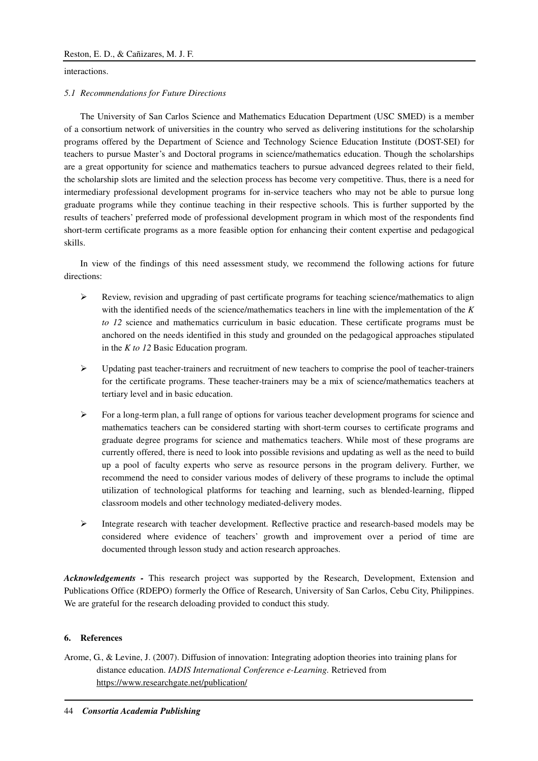interactions.

### *5.1 Recommendations for Future Directions*

The University of San Carlos Science and Mathematics Education Department (USC SMED) is a member of a consortium network of universities in the country who served as delivering institutions for the scholarship programs offered by the Department of Science and Technology Science Education Institute (DOST-SEI) for teachers to pursue Master's and Doctoral programs in science/mathematics education. Though the scholarships are a great opportunity for science and mathematics teachers to pursue advanced degrees related to their field, the scholarship slots are limited and the selection process has become very competitive. Thus, there is a need for intermediary professional development programs for in-service teachers who may not be able to pursue long graduate programs while they continue teaching in their respective schools. This is further supported by the results of teachers' preferred mode of professional development program in which most of the respondents find short-term certificate programs as a more feasible option for enhancing their content expertise and pedagogical skills.

In view of the findings of this need assessment study, we recommend the following actions for future directions:

- Review, revision and upgrading of past certificate programs for teaching science/mathematics to align with the identified needs of the science/mathematics teachers in line with the implementation of the *K to 12* science and mathematics curriculum in basic education. These certificate programs must be anchored on the needs identified in this study and grounded on the pedagogical approaches stipulated in the *K to 12* Basic Education program.
- Updating past teacher-trainers and recruitment of new teachers to comprise the pool of teacher-trainers for the certificate programs. These teacher-trainers may be a mix of science/mathematics teachers at tertiary level and in basic education.
- For a long-term plan, a full range of options for various teacher development programs for science and mathematics teachers can be considered starting with short-term courses to certificate programs and graduate degree programs for science and mathematics teachers. While most of these programs are currently offered, there is need to look into possible revisions and updating as well as the need to build up a pool of faculty experts who serve as resource persons in the program delivery. Further, we recommend the need to consider various modes of delivery of these programs to include the optimal utilization of technological platforms for teaching and learning, such as blended-learning, flipped classroom models and other technology mediated-delivery modes.
- Integrate research with teacher development. Reflective practice and research-based models may be considered where evidence of teachers' growth and improvement over a period of time are documented through lesson study and action research approaches.

***Acknowledgements -*** This research project was supported by the Research, Development, Extension and Publications Office (RDEPO) formerly the Office of Research, University of San Carlos, Cebu City, Philippines. We are grateful for the research deloading provided to conduct this study.

## 6. References

Arome, G., & Levine, J. (2007). Diffusion of innovation: Integrating adoption theories into training plans for distance education. *IADIS International Conference e-Learning.* Retrieved from https://www.researchgate.net/publication/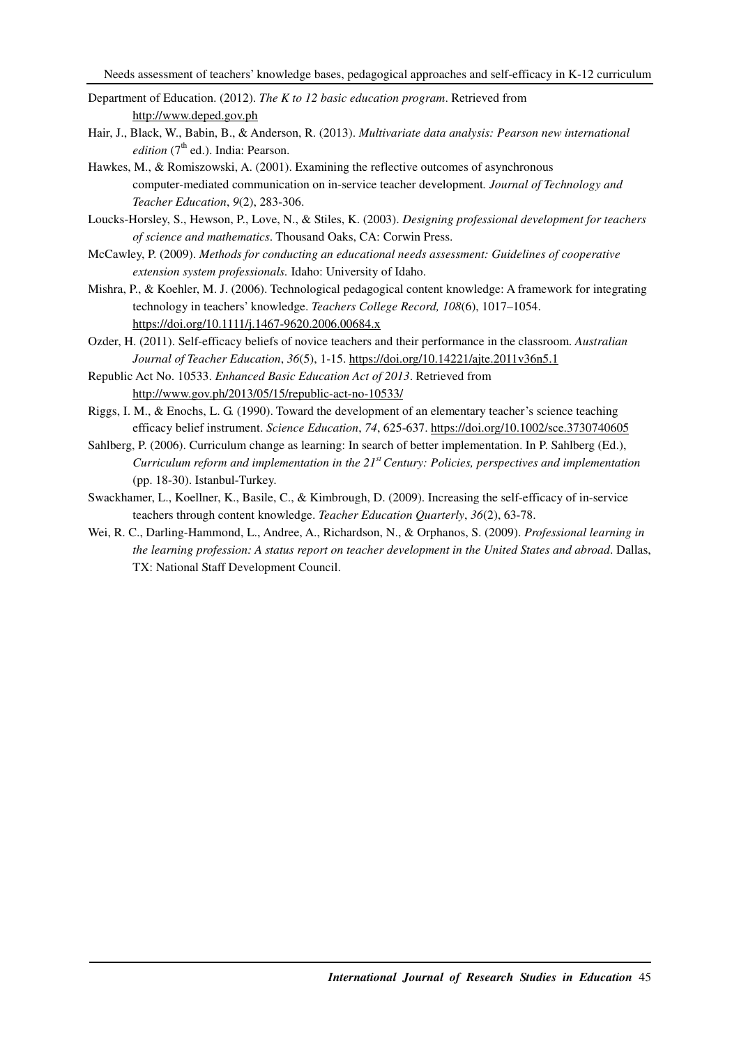Department of Education. (2012). *The K to 12 basic education program*. Retrieved from http://www.deped.gov.ph

Hair, J., Black, W., Babin, B., & Anderson, R. (2013). *Multivariate data analysis: Pearson new international edition* (7th ed.). India: Pearson.

Hawkes, M., & Romiszowski, A. (2001). Examining the reflective outcomes of asynchronous computer-mediated communication on in-service teacher development. *Journal of Technology and Teacher Education*, *9*(2), 283-306.

Loucks-Horsley, S., Hewson, P., Love, N., & Stiles, K. (2003). *Designing professional development for teachers of science and mathematics*. Thousand Oaks, CA: Corwin Press.

McCawley, P. (2009). *Methods for conducting an educational needs assessment: Guidelines of cooperative extension system professionals.* Idaho: University of Idaho.

Mishra, P., & Koehler, M. J. (2006). Technological pedagogical content knowledge: A framework for integrating technology in teachers' knowledge. *Teachers College Record, 108*(6), 1017–1054. https://doi.org/10.1111/j.1467-9620.2006.00684.x

Ozder, H. (2011). Self-efficacy beliefs of novice teachers and their performance in the classroom. *Australian Journal of Teacher Education*, *36*(5), 1-15. https://doi.org/10.14221/ajte.2011v36n5.1

Republic Act No. 10533. *Enhanced Basic Education Act of 2013*. Retrieved from http://www.gov.ph/2013/05/15/republic-act-no-10533/

Riggs, I. M., & Enochs, L. G. (1990). Toward the development of an elementary teacher's science teaching efficacy belief instrument. *Science Education*, *74*, 625-637. https://doi.org/10.1002/sce.3730740605

Sahlberg, P. (2006). Curriculum change as learning: In search of better implementation. In P. Sahlberg (Ed.), *Curriculum reform and implementation in the 21st Century: Policies, perspectives and implementation* (pp. 18-30). Istanbul-Turkey.

Swackhamer, L., Koellner, K., Basile, C., & Kimbrough, D. (2009). Increasing the self-efficacy of in-service teachers through content knowledge. *Teacher Education Quarterly*, *36*(2), 63-78.

Wei, R. C., Darling-Hammond, L., Andree, A., Richardson, N., & Orphanos, S. (2009). *Professional learning in the learning profession: A status report on teacher development in the United States and abroad*. Dallas, TX: National Staff Development Council.